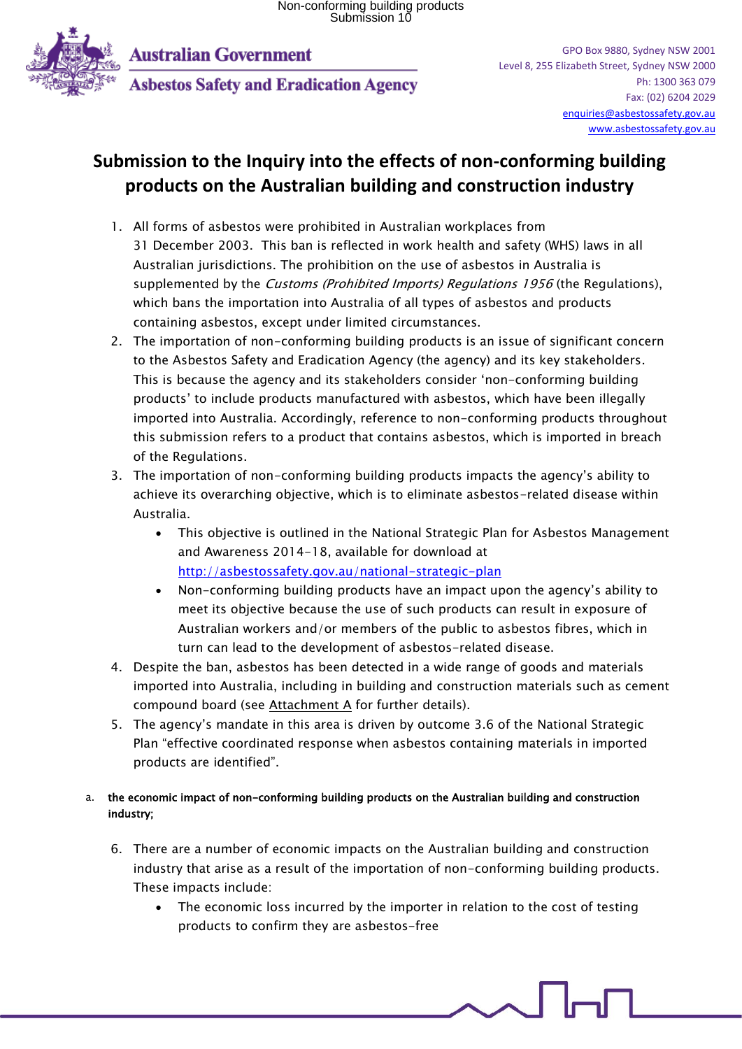Australian Government

Asbestos Safety and Eradication Agency

GPO Box 9880, Sydney NSW 2001
Level 8, 255 Elizabeth Street, Sydney NSW 2000
Ph: 1300 363 079
Fax: (02) 6204 2029
enquiries@asbestossafety.gov.au
www.asbestossafety.gov.au

# Submission to the Inquiry into the effects of non-conforming building products on the Australian building and construction industry

1. All forms of asbestos were prohibited in Australian workplaces from 31 December 2003. This ban is reflected in work health and safety (WHS) laws in all Australian jurisdictions. The prohibition on the use of asbestos in Australia is supplemented by the *Customs (Prohibited Imports) Regulations 1956* (the Regulations), which bans the importation into Australia of all types of asbestos and products containing asbestos, except under limited circumstances.
2. The importation of non-conforming building products is an issue of significant concern to the Asbestos Safety and Eradication Agency (the agency) and its key stakeholders. This is because the agency and its stakeholders consider 'non-conforming building products' to include products manufactured with asbestos, which have been illegally imported into Australia. Accordingly, reference to non-conforming products throughout this submission refers to a product that contains asbestos, which is imported in breach of the Regulations.
3. The importation of non-conforming building products impacts the agency's ability to achieve its overarching objective, which is to eliminate asbestos-related disease within Australia.
   - This objective is outlined in the National Strategic Plan for Asbestos Management and Awareness 2014-18, available for download at http://asbestossafety.gov.au/national-strategic-plan
   - Non-conforming building products have an impact upon the agency's ability to meet its objective because the use of such products can result in exposure of Australian workers and/or members of the public to asbestos fibres, which in turn can lead to the development of asbestos-related disease.
4. Despite the ban, asbestos has been detected in a wide range of goods and materials imported into Australia, including in building and construction materials such as cement compound board (see Attachment A for further details).
5. The agency's mandate in this area is driven by outcome 3.6 of the National Strategic Plan "effective coordinated response when asbestos containing materials in imported products are identified".

a. **the economic impact of non-conforming building products on the Australian building and construction industry;**

6. There are a number of economic impacts on the Australian building and construction industry that arise as a result of the importation of non-conforming building products. These impacts include:
   - The economic loss incurred by the importer in relation to the cost of testing products to confirm they are asbestos-free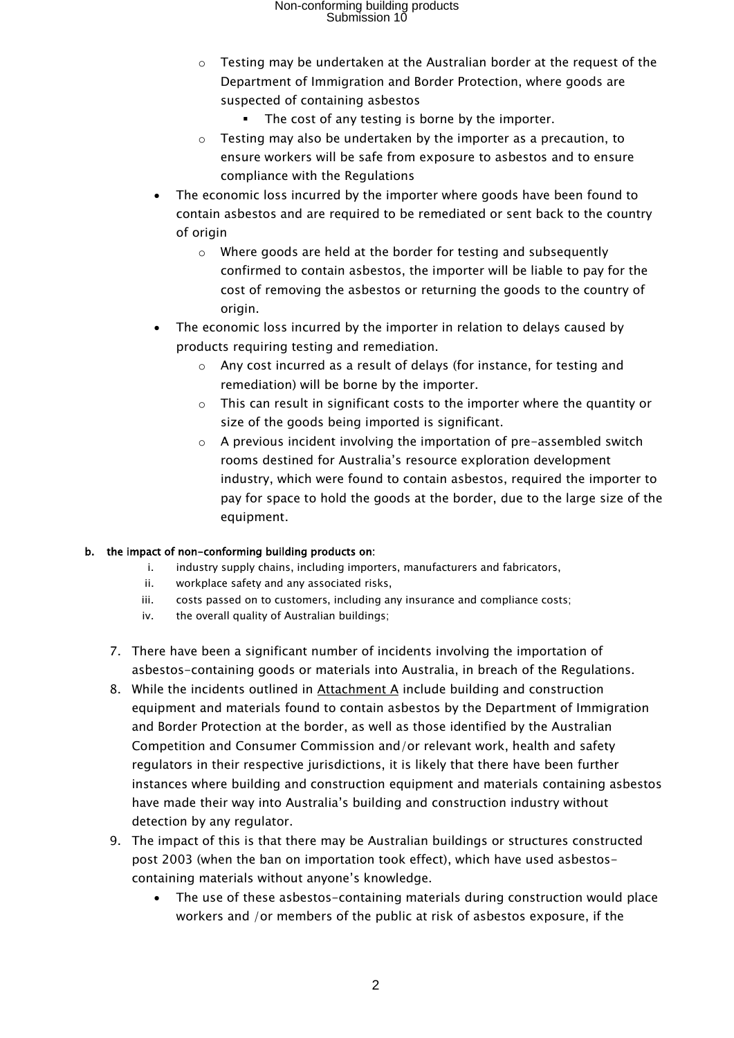- Testing may be undertaken at the Australian border at the request of the Department of Immigration and Border Protection, where goods are suspected of containing asbestos
  - The cost of any testing is borne by the importer.
- Testing may also be undertaken by the importer as a precaution, to ensure workers will be safe from exposure to asbestos and to ensure compliance with the Regulations

- The economic loss incurred by the importer where goods have been found to contain asbestos and are required to be remediated or sent back to the country of origin
  - Where goods are held at the border for testing and subsequently confirmed to contain asbestos, the importer will be liable to pay for the cost of removing the asbestos or returning the goods to the country of origin.
- The economic loss incurred by the importer in relation to delays caused by products requiring testing and remediation.
  - Any cost incurred as a result of delays (for instance, for testing and remediation) will be borne by the importer.
  - This can result in significant costs to the importer where the quantity or size of the goods being imported is significant.
  - A previous incident involving the importation of pre-assembled switch rooms destined for Australia's resource exploration development industry, which were found to contain asbestos, required the importer to pay for space to hold the goods at the border, due to the large size of the equipment.

**b. the impact of non-conforming building products on:**

i. industry supply chains, including importers, manufacturers and fabricators,
ii. workplace safety and any associated risks,
iii. costs passed on to customers, including any insurance and compliance costs;
iv. the overall quality of Australian buildings;

7. There have been a significant number of incidents involving the importation of asbestos-containing goods or materials into Australia, in breach of the Regulations.
8. While the incidents outlined in Attachment A include building and construction equipment and materials found to contain asbestos by the Department of Immigration and Border Protection at the border, as well as those identified by the Australian Competition and Consumer Commission and/or relevant work, health and safety regulators in their respective jurisdictions, it is likely that there have been further instances where building and construction equipment and materials containing asbestos have made their way into Australia's building and construction industry without detection by any regulator.
9. The impact of this is that there may be Australian buildings or structures constructed post 2003 (when the ban on importation took effect), which have used asbestos-containing materials without anyone's knowledge.
   - The use of these asbestos-containing materials during construction would place workers and /or members of the public at risk of asbestos exposure, if the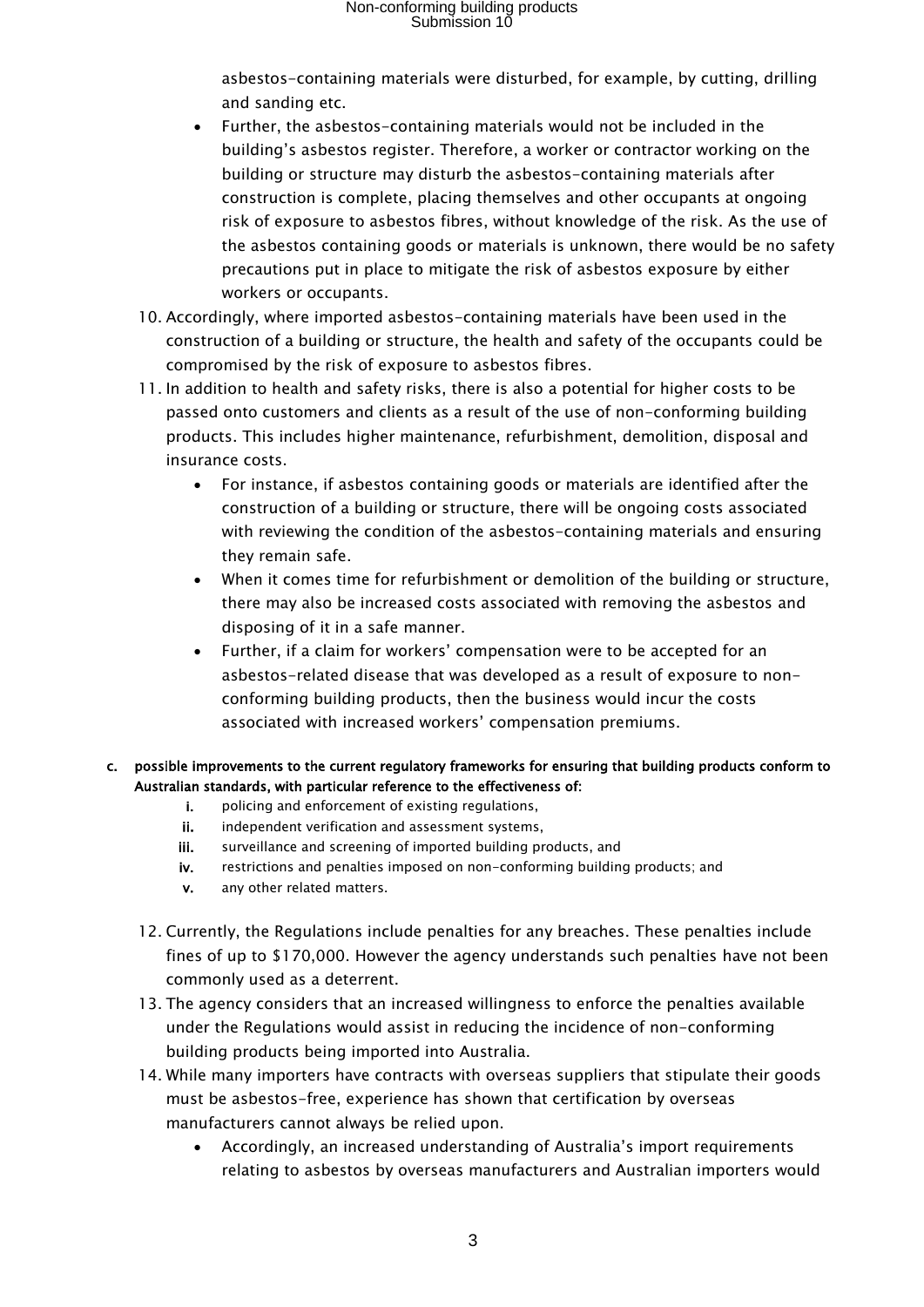asbestos-containing materials were disturbed, for example, by cutting, drilling and sanding etc.

- Further, the asbestos-containing materials would not be included in the building's asbestos register. Therefore, a worker or contractor working on the building or structure may disturb the asbestos-containing materials after construction is complete, placing themselves and other occupants at ongoing risk of exposure to asbestos fibres, without knowledge of the risk. As the use of the asbestos containing goods or materials is unknown, there would be no safety precautions put in place to mitigate the risk of asbestos exposure by either workers or occupants.

10. Accordingly, where imported asbestos-containing materials have been used in the construction of a building or structure, the health and safety of the occupants could be compromised by the risk of exposure to asbestos fibres.
11. In addition to health and safety risks, there is also a potential for higher costs to be passed onto customers and clients as a result of the use of non-conforming building products. This includes higher maintenance, refurbishment, demolition, disposal and insurance costs.
    - For instance, if asbestos containing goods or materials are identified after the construction of a building or structure, there will be ongoing costs associated with reviewing the condition of the asbestos-containing materials and ensuring they remain safe.
    - When it comes time for refurbishment or demolition of the building or structure, there may also be increased costs associated with removing the asbestos and disposing of it in a safe manner.
    - Further, if a claim for workers' compensation were to be accepted for an asbestos-related disease that was developed as a result of exposure to non-conforming building products, then the business would incur the costs associated with increased workers' compensation premiums.

**c. possible improvements to the current regulatory frameworks for ensuring that building products conform to Australian standards, with particular reference to the effectiveness of:**

i. policing and enforcement of existing regulations,
ii. independent verification and assessment systems,
iii. surveillance and screening of imported building products, and
iv. restrictions and penalties imposed on non-conforming building products; and
v. any other related matters.

12. Currently, the Regulations include penalties for any breaches. These penalties include fines of up to $170,000. However the agency understands such penalties have not been commonly used as a deterrent.
13. The agency considers that an increased willingness to enforce the penalties available under the Regulations would assist in reducing the incidence of non-conforming building products being imported into Australia.
14. While many importers have contracts with overseas suppliers that stipulate their goods must be asbestos-free, experience has shown that certification by overseas manufacturers cannot always be relied upon.
    - Accordingly, an increased understanding of Australia's import requirements relating to asbestos by overseas manufacturers and Australian importers would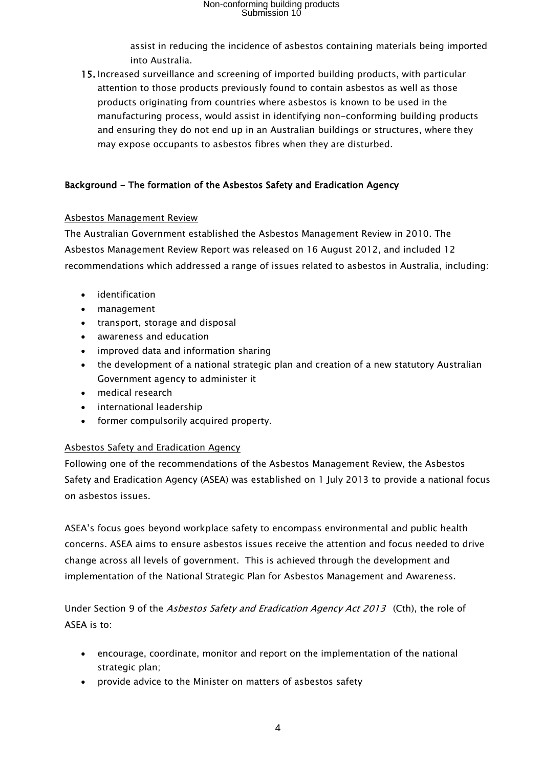assist in reducing the incidence of asbestos containing materials being imported into Australia.

15. Increased surveillance and screening of imported building products, with particular attention to those products previously found to contain asbestos as well as those products originating from countries where asbestos is known to be used in the manufacturing process, would assist in identifying non-conforming building products and ensuring they do not end up in an Australian buildings or structures, where they may expose occupants to asbestos fibres when they are disturbed.

## Background - The formation of the Asbestos Safety and Eradication Agency

### Asbestos Management Review

The Australian Government established the Asbestos Management Review in 2010. The Asbestos Management Review Report was released on 16 August 2012, and included 12 recommendations which addressed a range of issues related to asbestos in Australia, including:

- identification
- management
- transport, storage and disposal
- awareness and education
- improved data and information sharing
- the development of a national strategic plan and creation of a new statutory Australian Government agency to administer it
- medical research
- international leadership
- former compulsorily acquired property.

### Asbestos Safety and Eradication Agency

Following one of the recommendations of the Asbestos Management Review, the Asbestos Safety and Eradication Agency (ASEA) was established on 1 July 2013 to provide a national focus on asbestos issues.

ASEA's focus goes beyond workplace safety to encompass environmental and public health concerns. ASEA aims to ensure asbestos issues receive the attention and focus needed to drive change across all levels of government. This is achieved through the development and implementation of the National Strategic Plan for Asbestos Management and Awareness.

Under Section 9 of the *Asbestos Safety and Eradication Agency Act 2013* (Cth), the role of ASEA is to:

- encourage, coordinate, monitor and report on the implementation of the national strategic plan;
- provide advice to the Minister on matters of asbestos safety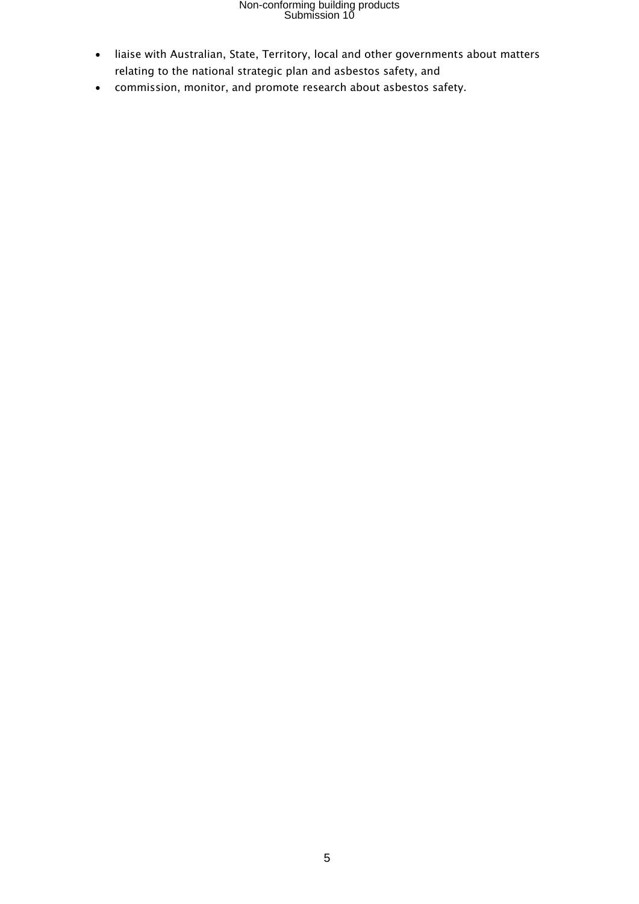- liaise with Australian, State, Territory, local and other governments about matters relating to the national strategic plan and asbestos safety, and
- commission, monitor, and promote research about asbestos safety.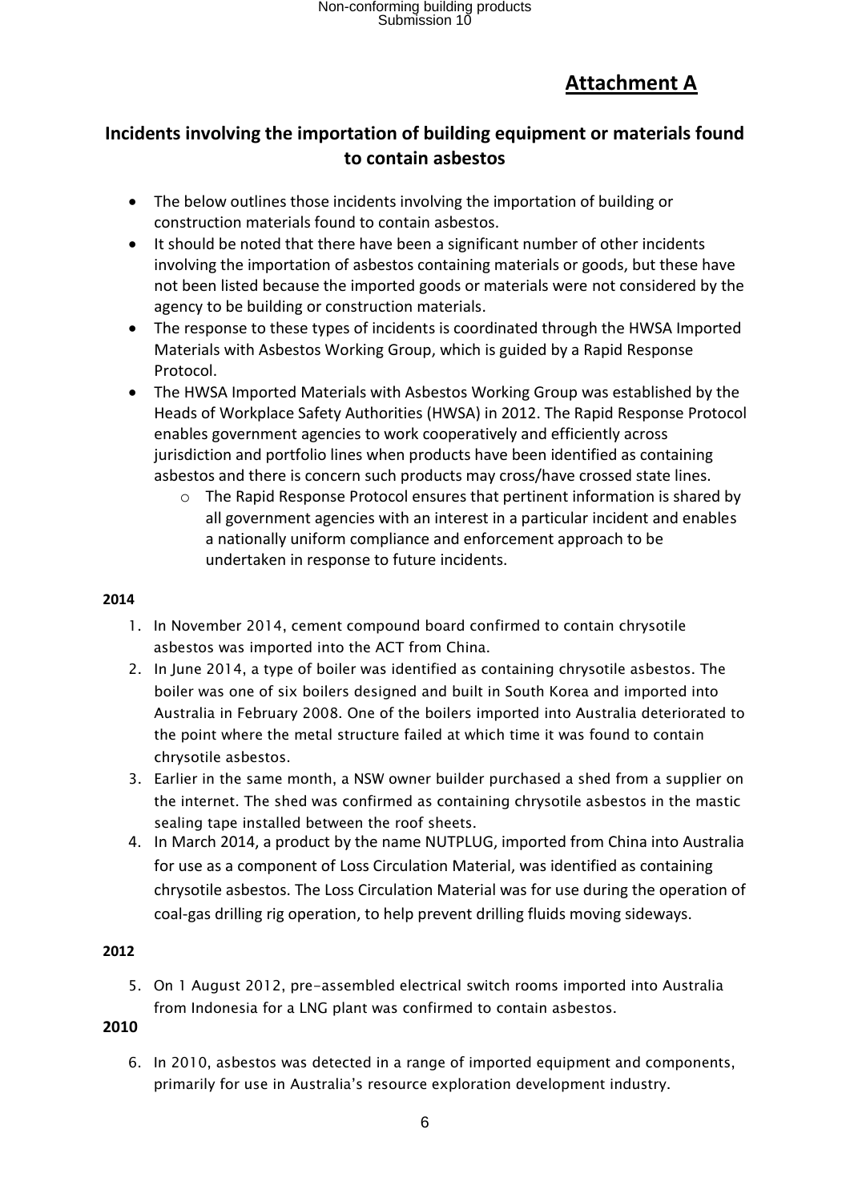# Attachment A

## Incidents involving the importation of building equipment or materials found to contain asbestos

- The below outlines those incidents involving the importation of building or construction materials found to contain asbestos.
- It should be noted that there have been a significant number of other incidents involving the importation of asbestos containing materials or goods, but these have not been listed because the imported goods or materials were not considered by the agency to be building or construction materials.
- The response to these types of incidents is coordinated through the HWSA Imported Materials with Asbestos Working Group, which is guided by a Rapid Response Protocol.
- The HWSA Imported Materials with Asbestos Working Group was established by the Heads of Workplace Safety Authorities (HWSA) in 2012. The Rapid Response Protocol enables government agencies to work cooperatively and efficiently across jurisdiction and portfolio lines when products have been identified as containing asbestos and there is concern such products may cross/have crossed state lines.
    - The Rapid Response Protocol ensures that pertinent information is shared by all government agencies with an interest in a particular incident and enables a nationally uniform compliance and enforcement approach to be undertaken in response to future incidents.

**2014**

1. In November 2014, cement compound board confirmed to contain chrysotile asbestos was imported into the ACT from China.
2. In June 2014, a type of boiler was identified as containing chrysotile asbestos. The boiler was one of six boilers designed and built in South Korea and imported into Australia in February 2008. One of the boilers imported into Australia deteriorated to the point where the metal structure failed at which time it was found to contain chrysotile asbestos.
3. Earlier in the same month, a NSW owner builder purchased a shed from a supplier on the internet. The shed was confirmed as containing chrysotile asbestos in the mastic sealing tape installed between the roof sheets.
4. In March 2014, a product by the name NUTPLUG, imported from China into Australia for use as a component of Loss Circulation Material, was identified as containing chrysotile asbestos. The Loss Circulation Material was for use during the operation of coal-gas drilling rig operation, to help prevent drilling fluids moving sideways.

**2012**

5. On 1 August 2012, pre-assembled electrical switch rooms imported into Australia from Indonesia for a LNG plant was confirmed to contain asbestos.

**2010**

6. In 2010, asbestos was detected in a range of imported equipment and components, primarily for use in Australia's resource exploration development industry.